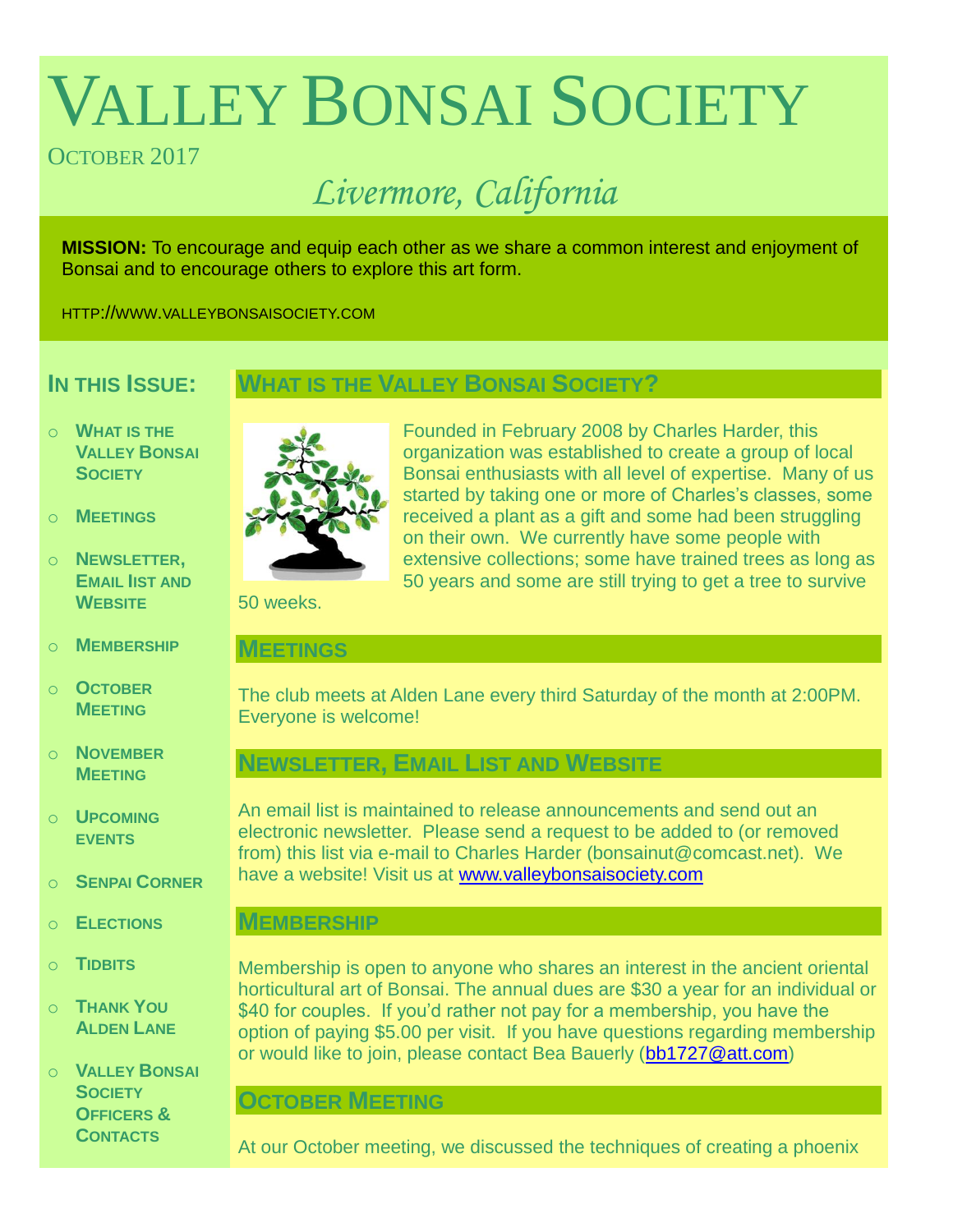# Valley Bonsai Society

October 2017

*Livermore, California*

**MISSION:** To encourage and equip each other as we share a common interest and enjoyment of Bonsai and to encourage others to explore this art form.

HTTP://WWW.VALLEYBONSAISOCIETY.COM

## In this Issue:

- What is the Valley Bonsai Society
- Meetings
- Newsletter, Email list and Website
- Membership
- October Meeting
- November Meeting
- Upcoming events
- Senpai Corner
- Elections
- Tidbits
- Thank You Alden Lane
- Valley Bonsai Society Officers & Contacts

## What is the Valley Bonsai Society?

Founded in February 2008 by Charles Harder, this organization was established to create a group of local Bonsai enthusiasts with all level of expertise. Many of us started by taking one or more of Charles's classes, some received a plant as a gift and some had been struggling on their own. We currently have some people with extensive collections; some have trained trees as long as 50 years and some are still trying to get a tree to survive 50 weeks.

## Meetings

The club meets at Alden Lane every third Saturday of the month at 2:00PM. Everyone is welcome!

## Newsletter, Email List and Website

An email list is maintained to release announcements and send out an electronic newsletter. Please send a request to be added to (or removed from) this list via e-mail to Charles Harder (bonsainut@comcast.net). We have a website! Visit us at www.valleybonsaisociety.com

## Membership

Membership is open to anyone who shares an interest in the ancient oriental horticultural art of Bonsai. The annual dues are $30 a year for an individual or $40 for couples. If you'd rather not pay for a membership, you have the option of paying $5.00 per visit. If you have questions regarding membership or would like to join, please contact Bea Bauerly (bb1727@att.com)

## October Meeting

At our October meeting, we discussed the techniques of creating a phoenix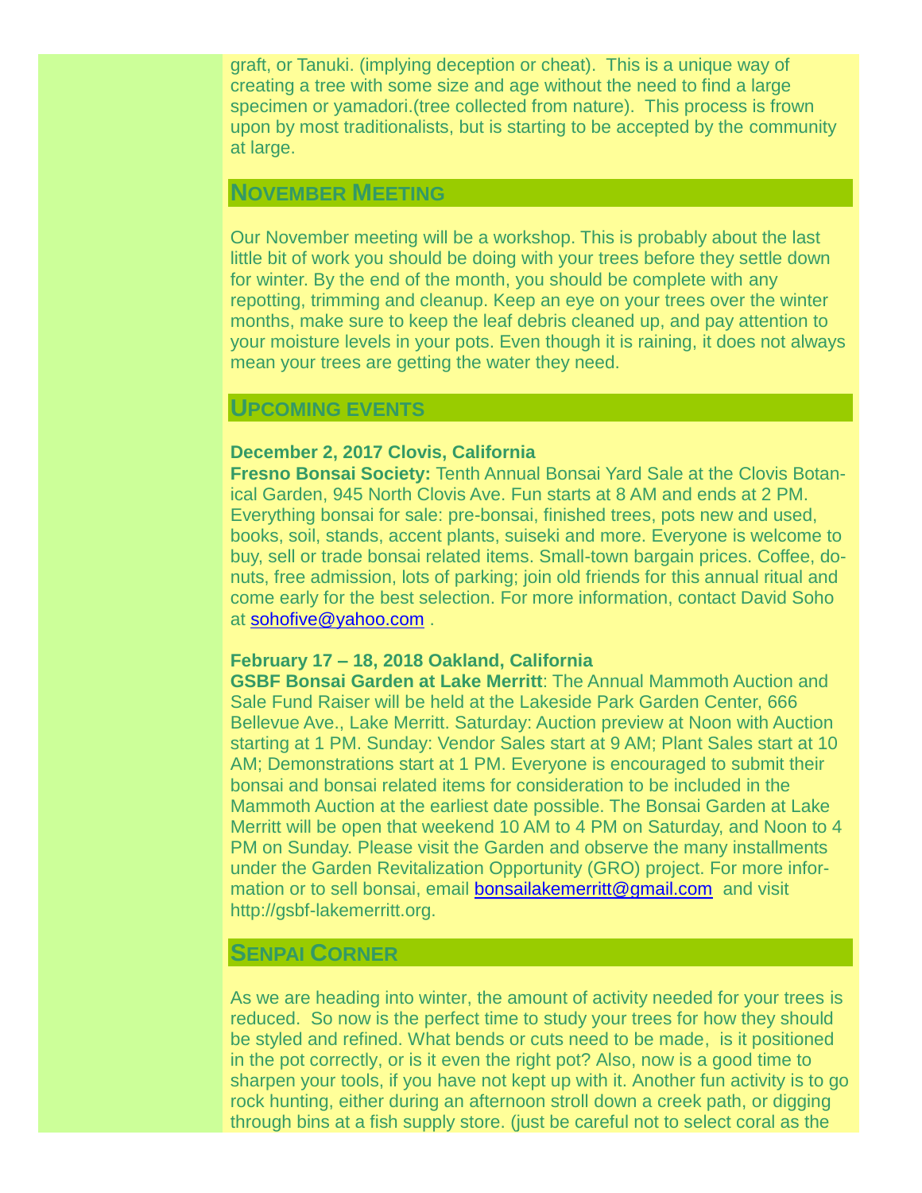graft, or Tanuki. (implying deception or cheat). This is a unique way of creating a tree with some size and age without the need to find a large specimen or yamadori.(tree collected from nature). This process is frown upon by most traditionalists, but is starting to be accepted by the community at large.

## November Meeting

Our November meeting will be a workshop. This is probably about the last little bit of work you should be doing with your trees before they settle down for winter. By the end of the month, you should be complete with any repotting, trimming and cleanup. Keep an eye on your trees over the winter months, make sure to keep the leaf debris cleaned up, and pay attention to your moisture levels in your pots. Even though it is raining, it does not always mean your trees are getting the water they need.

## Upcoming events

**December 2, 2017 Clovis, California**
**Fresno Bonsai Society:** Tenth Annual Bonsai Yard Sale at the Clovis Botanical Garden, 945 North Clovis Ave. Fun starts at 8 AM and ends at 2 PM. Everything bonsai for sale: pre-bonsai, finished trees, pots new and used, books, soil, stands, accent plants, suiseki and more. Everyone is welcome to buy, sell or trade bonsai related items. Small-town bargain prices. Coffee, donuts, free admission, lots of parking; join old friends for this annual ritual and come early for the best selection. For more information, contact David Soho at sohofive@yahoo.com .

**February 17 – 18, 2018 Oakland, California**
**GSBF Bonsai Garden at Lake Merritt**: The Annual Mammoth Auction and Sale Fund Raiser will be held at the Lakeside Park Garden Center, 666 Bellevue Ave., Lake Merritt. Saturday: Auction preview at Noon with Auction starting at 1 PM. Sunday: Vendor Sales start at 9 AM; Plant Sales start at 10 AM; Demonstrations start at 1 PM. Everyone is encouraged to submit their bonsai and bonsai related items for consideration to be included in the Mammoth Auction at the earliest date possible. The Bonsai Garden at Lake Merritt will be open that weekend 10 AM to 4 PM on Saturday, and Noon to 4 PM on Sunday. Please visit the Garden and observe the many installments under the Garden Revitalization Opportunity (GRO) project. For more information or to sell bonsai, email bonsailakemerritt@gmail.com and visit http://gsbf-lakemerritt.org.

## Senpai Corner

As we are heading into winter, the amount of activity needed for your trees is reduced. So now is the perfect time to study your trees for how they should be styled and refined. What bends or cuts need to be made, is it positioned in the pot correctly, or is it even the right pot? Also, now is a good time to sharpen your tools, if you have not kept up with it. Another fun activity is to go rock hunting, either during an afternoon stroll down a creek path, or digging through bins at a fish supply store. (just be careful not to select coral as the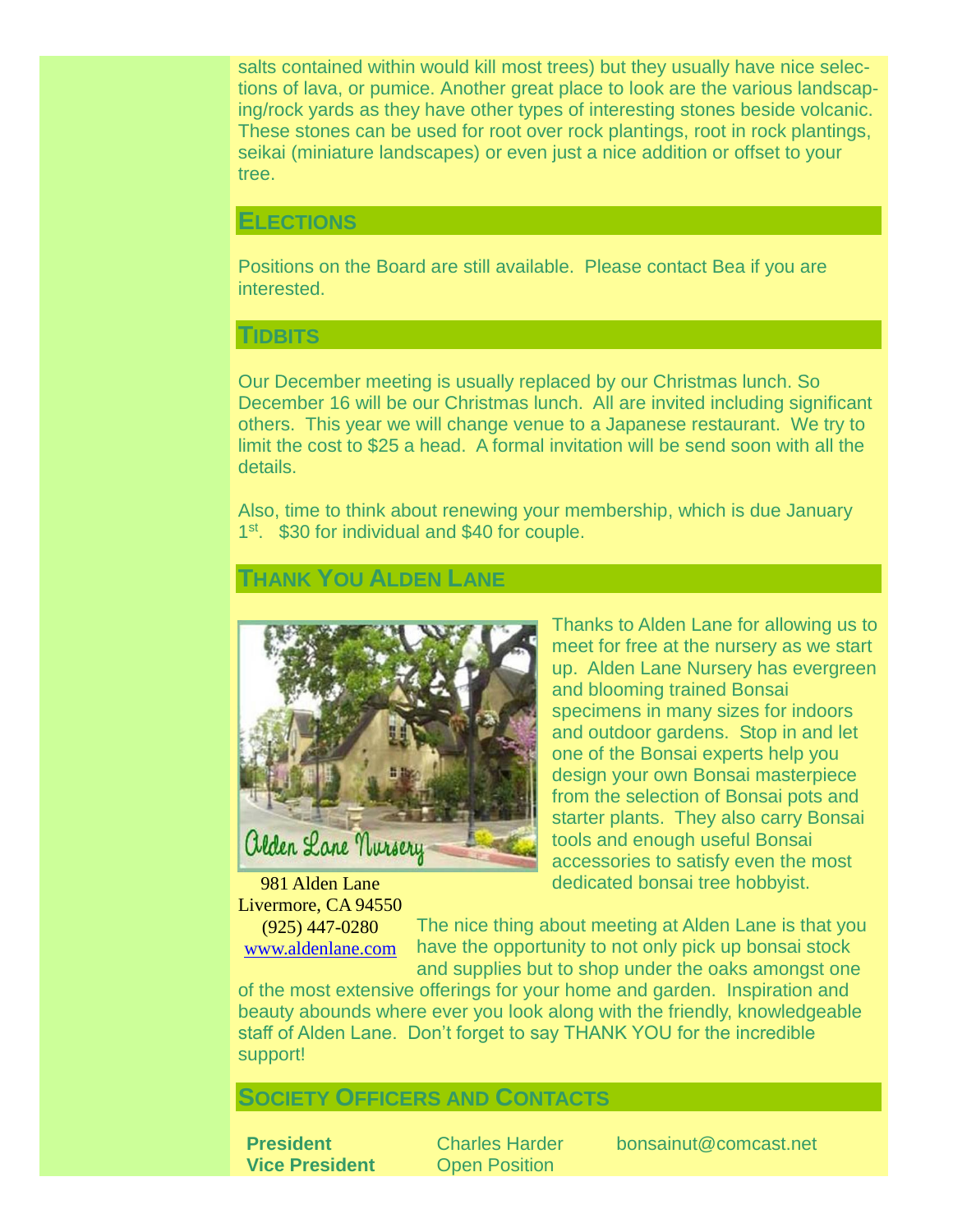salts contained within would kill most trees) but they usually have nice selections of lava, or pumice. Another great place to look are the various landscaping/rock yards as they have other types of interesting stones beside volcanic. These stones can be used for root over rock plantings, root in rock plantings, seikai (miniature landscapes) or even just a nice addition or offset to your tree.

## ELECTIONS

Positions on the Board are still available. Please contact Bea if you are interested.

## TIDBITS

Our December meeting is usually replaced by our Christmas lunch. So December 16 will be our Christmas lunch. All are invited including significant others. This year we will change venue to a Japanese restaurant. We try to limit the cost to $25 a head. A formal invitation will be send soon with all the details.

Also, time to think about renewing your membership, which is due January 1st. $30 for individual and $40 for couple.

## THANK YOU ALDEN LANE

Alden Lane Nursery

981 Alden Lane
Livermore, CA 94550
(925) 447-0280
www.aldenlane.com

Thanks to Alden Lane for allowing us to meet for free at the nursery as we start up. Alden Lane Nursery has evergreen and blooming trained Bonsai specimens in many sizes for indoors and outdoor gardens. Stop in and let one of the Bonsai experts help you design your own Bonsai masterpiece from the selection of Bonsai pots and starter plants. They also carry Bonsai tools and enough useful Bonsai accessories to satisfy even the most dedicated bonsai tree hobbyist.

The nice thing about meeting at Alden Lane is that you have the opportunity to not only pick up bonsai stock and supplies but to shop under the oaks amongst one of the most extensive offerings for your home and garden. Inspiration and beauty abounds where ever you look along with the friendly, knowledgeable staff of Alden Lane. Don't forget to say THANK YOU for the incredible support!

## SOCIETY OFFICERS AND CONTACTS

| | | |
|---|---|---|
| **President** | Charles Harder | bonsainut@comcast.net |
| **Vice President** | Open Position | |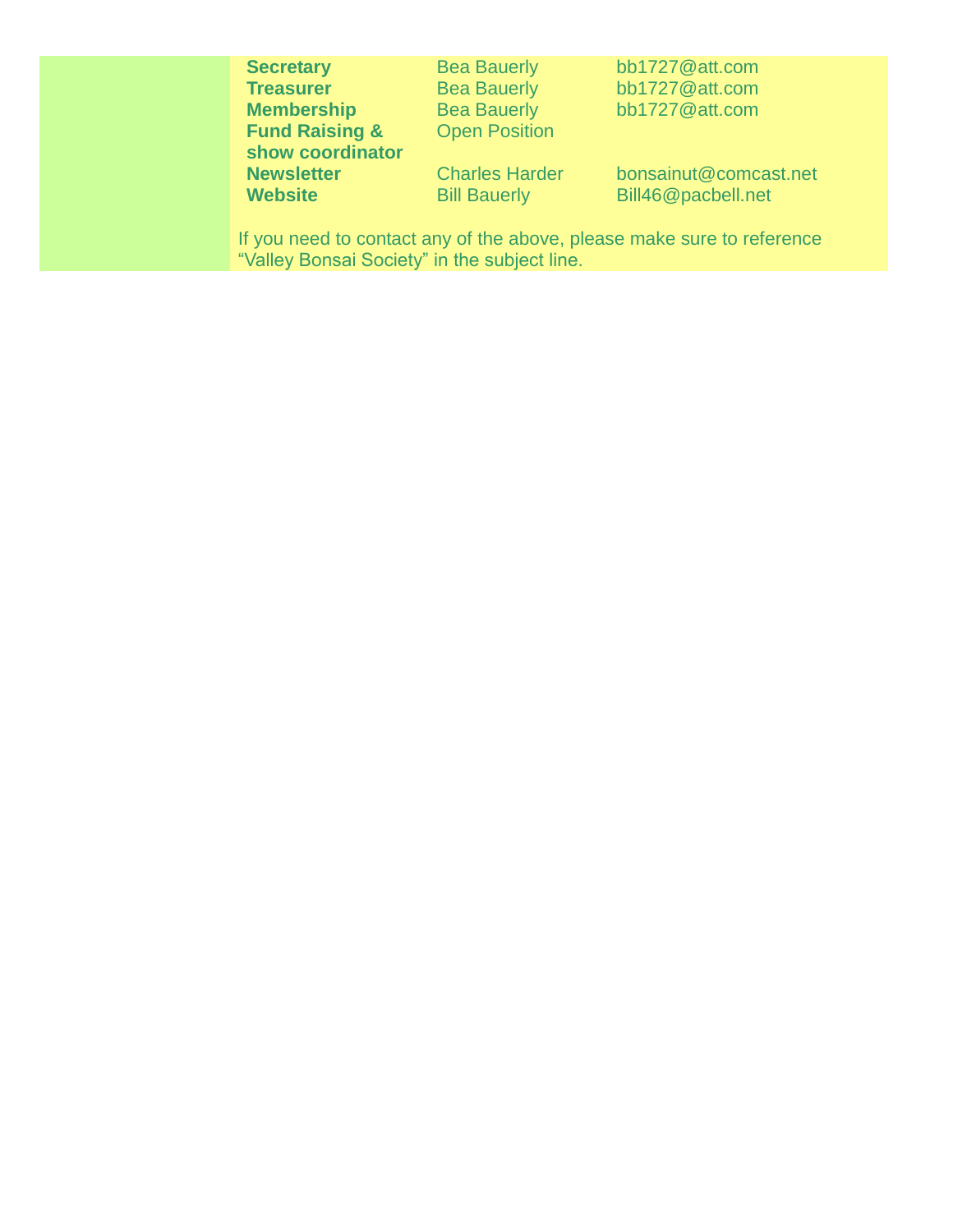| | | |
|---|---|---|
| **Secretary** | Bea Bauerly | bb1727@att.com |
| **Treasurer** | Bea Bauerly | bb1727@att.com |
| **Membership** | Bea Bauerly | bb1727@att.com |
| **Fund Raising & show coordinator** | Open Position | |
| **Newsletter** | Charles Harder | bonsainut@comcast.net |
| **Website** | Bill Bauerly | Bill46@pacbell.net |

If you need to contact any of the above, please make sure to reference "Valley Bonsai Society" in the subject line.